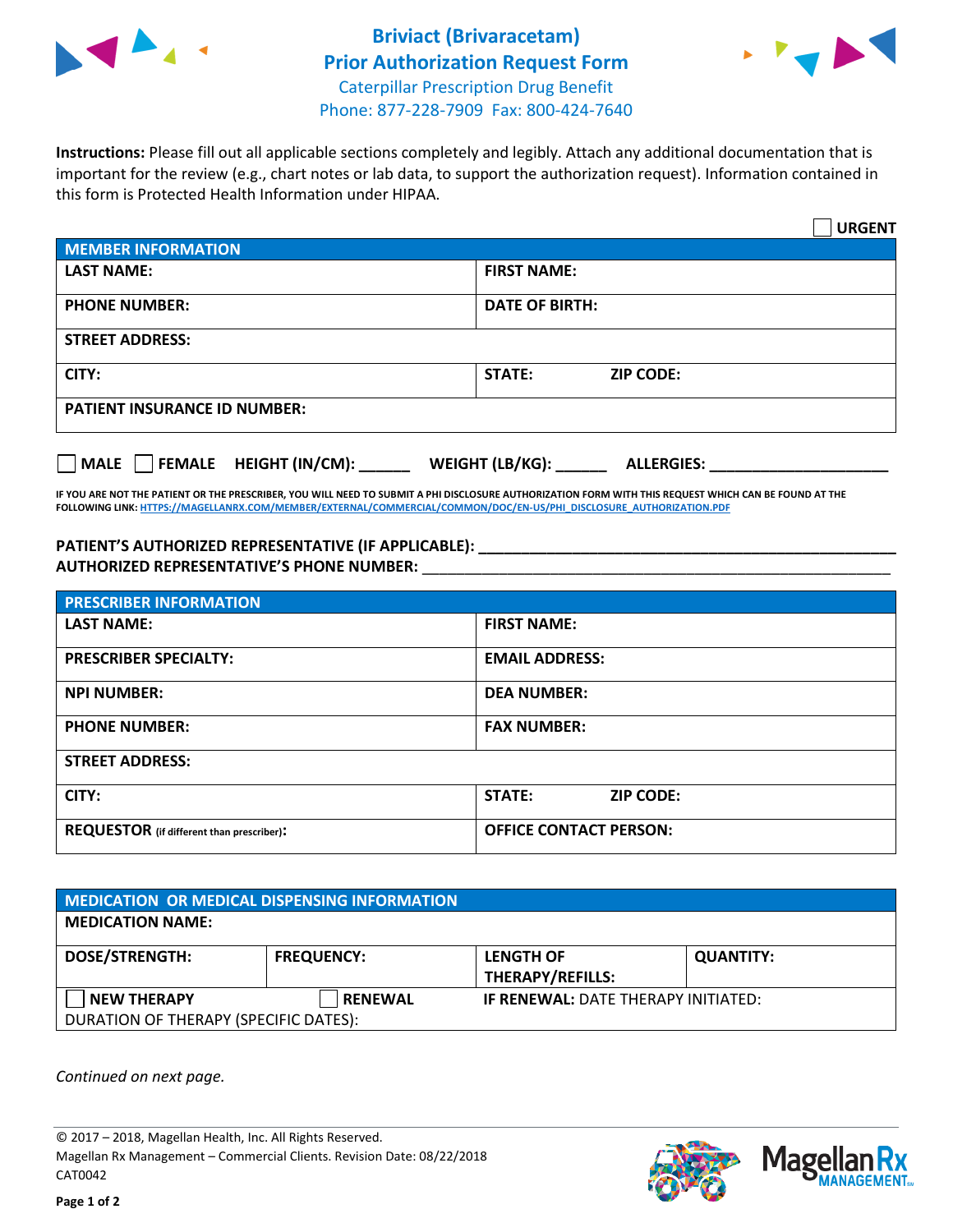# Briviact (Brivaracetam)
## Prior Authorization Request Form
Caterpillar Prescription Drug Benefit
Phone: 877-228-7909 Fax: 800-424-7640

**Instructions:** Please fill out all applicable sections completely and legibly. Attach any additional documentation that is important for the review (e.g., chart notes or lab data, to support the authorization request). Information contained in this form is Protected Health Information under HIPAA.

☐ **URGENT**

| MEMBER INFORMATION | |
|---|---|
| **LAST NAME:** | **FIRST NAME:** |
| **PHONE NUMBER:** | **DATE OF BIRTH:** |
| **STREET ADDRESS:** | |
| **CITY:** | **STATE:** **ZIP CODE:** |
| **PATIENT INSURANCE ID NUMBER:** | |

☐ **MALE** ☐ **FEMALE** **HEIGHT (IN/CM):** ______ **WEIGHT (LB/KG):** ______ **ALLERGIES:** ____________________

**IF YOU ARE NOT THE PATIENT OR THE PRESCRIBER, YOU WILL NEED TO SUBMIT A PHI DISCLOSURE AUTHORIZATION FORM WITH THIS REQUEST WHICH CAN BE FOUND AT THE FOLLOWING LINK: HTTPS://MAGELLANRX.COM/MEMBER/EXTERNAL/COMMERCIAL/COMMON/DOC/EN-US/PHI_DISCLOSURE_AUTHORIZATION.PDF**

**PATIENT'S AUTHORIZED REPRESENTATIVE (IF APPLICABLE):** ____________________________________________
**AUTHORIZED REPRESENTATIVE'S PHONE NUMBER:** ____________________________________________

| PRESCRIBER INFORMATION | |
|---|---|
| **LAST NAME:** | **FIRST NAME:** |
| **PRESCRIBER SPECIALTY:** | **EMAIL ADDRESS:** |
| **NPI NUMBER:** | **DEA NUMBER:** |
| **PHONE NUMBER:** | **FAX NUMBER:** |
| **STREET ADDRESS:** | |
| **CITY:** | **STATE:** **ZIP CODE:** |
| **REQUESTOR** (if different than prescriber)**:** | **OFFICE CONTACT PERSON:** |

| MEDICATION OR MEDICAL DISPENSING INFORMATION | | | |
|---|---|---|---|
| **MEDICATION NAME:** | | | |
| **DOSE/STRENGTH:** | **FREQUENCY:** | **LENGTH OF THERAPY/REFILLS:** | **QUANTITY:** |
| ☐ **NEW THERAPY** | ☐ **RENEWAL** | **IF RENEWAL:** DATE THERAPY INITIATED: | |
| DURATION OF THERAPY (SPECIFIC DATES): | | | |

*Continued on next page.*

© 2017 – 2018, Magellan Health, Inc. All Rights Reserved.
Magellan Rx Management – Commercial Clients. Revision Date: 08/22/2018
CAT0042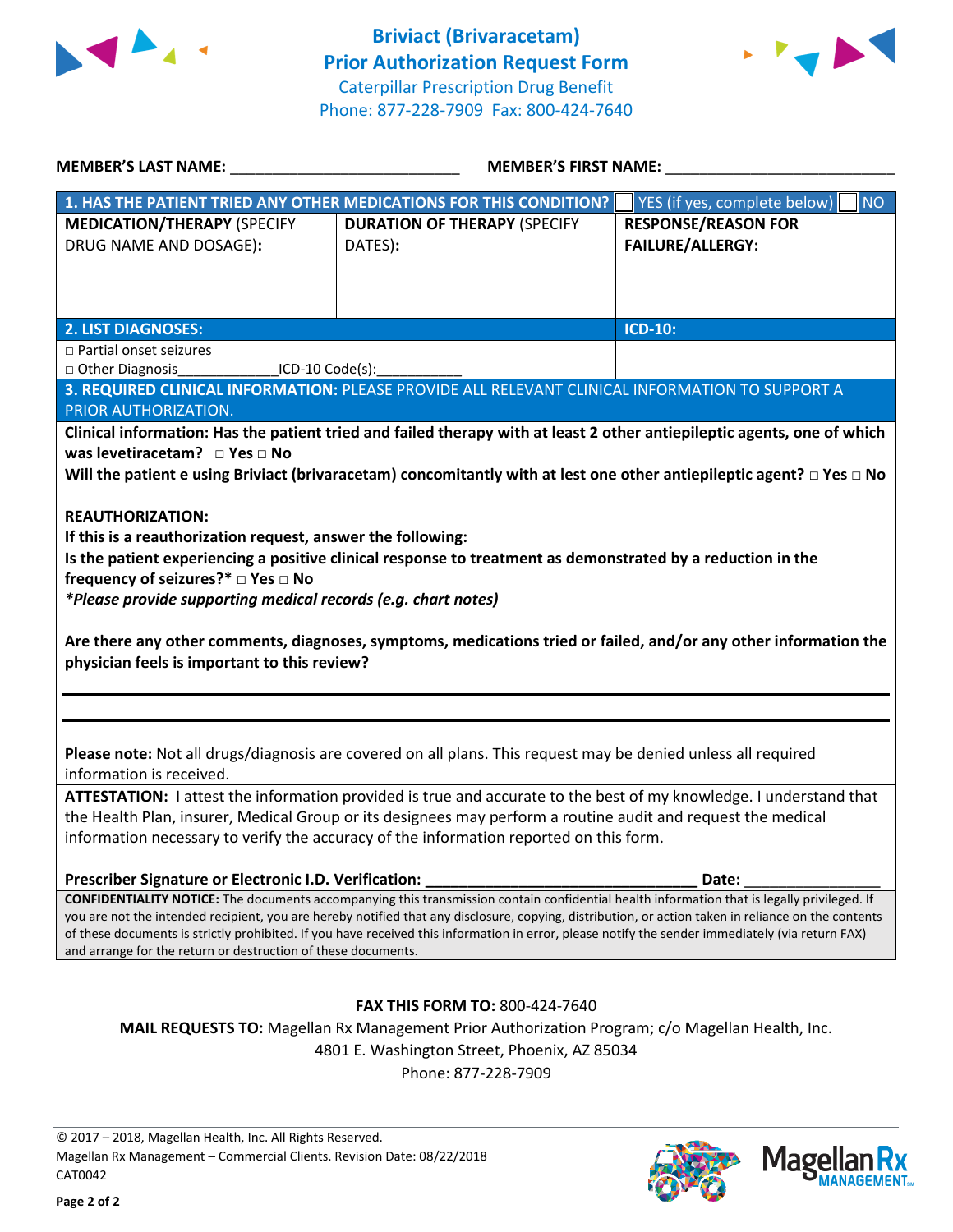# Briviact (Brivaracetam) Prior Authorization Request Form

Caterpillar Prescription Drug Benefit
Phone: 877-228-7909 Fax: 800-424-7640

**MEMBER'S LAST NAME:** ___________________________ **MEMBER'S FIRST NAME:** ___________________________

| **1. HAS THE PATIENT TRIED ANY OTHER MEDICATIONS FOR THIS CONDITION?** | | ☐ YES (if yes, complete below) ☐ NO |
|---|---|---|
| **MEDICATION/THERAPY** (SPECIFY DRUG NAME AND DOSAGE): | **DURATION OF THERAPY** (SPECIFY DATES): | **RESPONSE/REASON FOR FAILURE/ALLERGY:** |
| | | |

| **2. LIST DIAGNOSES:** | **ICD-10:** |
|---|---|
| □ Partial onset seizures<br>□ Other Diagnosis_____________ICD-10 Code(s):___________ | |

**3. REQUIRED CLINICAL INFORMATION:** PLEASE PROVIDE ALL RELEVANT CLINICAL INFORMATION TO SUPPORT A PRIOR AUTHORIZATION.

**Clinical information: Has the patient tried and failed therapy with at least 2 other antiepileptic agents, one of which was levetiracetam?** □ **Yes** □ **No**

**Will the patient e using Briviact (brivaracetam) concomitantly with at lest one other antiepileptic agent?** □ **Yes** □ **No**

**REAUTHORIZATION:**

**If this is a reauthorization request, answer the following:**

**Is the patient experiencing a positive clinical response to treatment as demonstrated by a reduction in the frequency of seizures?*** □ **Yes** □ **No**

***\*Please provide supporting medical records (e.g. chart notes)***

**Are there any other comments, diagnoses, symptoms, medications tried or failed, and/or any other information the physician feels is important to this review?**

_______________________________________________________________________________

_______________________________________________________________________________

**Please note:** Not all drugs/diagnosis are covered on all plans. This request may be denied unless all required information is received.

**ATTESTATION:** I attest the information provided is true and accurate to the best of my knowledge. I understand that the Health Plan, insurer, Medical Group or its designees may perform a routine audit and request the medical information necessary to verify the accuracy of the information reported on this form.

**Prescriber Signature or Electronic I.D. Verification:** _________________________________ **Date:** ________________

**CONFIDENTIALITY NOTICE:** The documents accompanying this transmission contain confidential health information that is legally privileged. If you are not the intended recipient, you are hereby notified that any disclosure, copying, distribution, or action taken in reliance on the contents of these documents is strictly prohibited. If you have received this information in error, please notify the sender immediately (via return FAX) and arrange for the return or destruction of these documents.

**FAX THIS FORM TO:** 800-424-7640

**MAIL REQUESTS TO:** Magellan Rx Management Prior Authorization Program; c/o Magellan Health, Inc.
4801 E. Washington Street, Phoenix, AZ 85034
Phone: 877-228-7909

© 2017 – 2018, Magellan Health, Inc. All Rights Reserved.
Magellan Rx Management – Commercial Clients. Revision Date: 08/22/2018
CAT0042